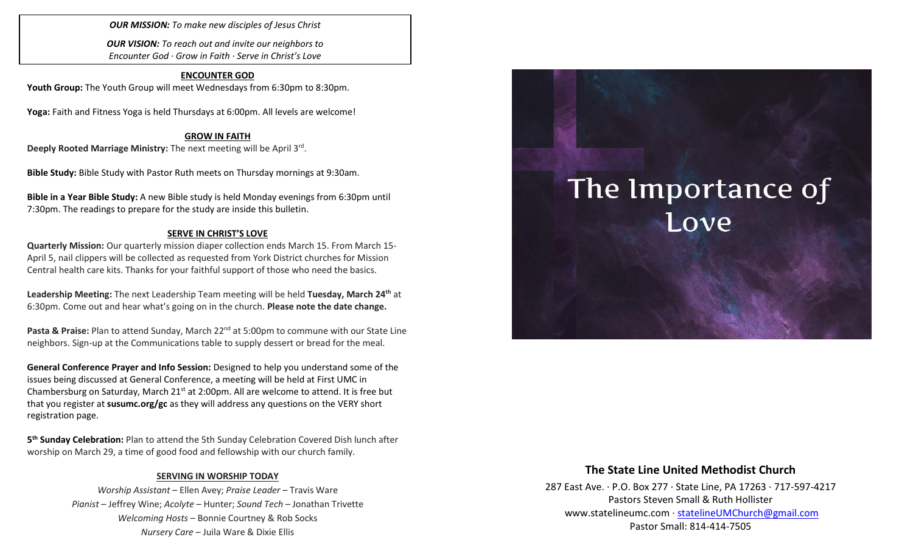***OUR MISSION:*** *To make new disciples of Jesus Christ*

***OUR VISION:*** *To reach out and invite our neighbors to Encounter God · Grow in Faith · Serve in Christ's Love*

## ENCOUNTER GOD

**Youth Group:** The Youth Group will meet Wednesdays from 6:30pm to 8:30pm.

**Yoga:** Faith and Fitness Yoga is held Thursdays at 6:00pm. All levels are welcome!

## GROW IN FAITH

**Deeply Rooted Marriage Ministry:** The next meeting will be April 3rd.

**Bible Study:** Bible Study with Pastor Ruth meets on Thursday mornings at 9:30am.

**Bible in a Year Bible Study:** A new Bible study is held Monday evenings from 6:30pm until 7:30pm. The readings to prepare for the study are inside this bulletin.

## SERVE IN CHRIST'S LOVE

**Quarterly Mission:** Our quarterly mission diaper collection ends March 15. From March 15-April 5, nail clippers will be collected as requested from York District churches for Mission Central health care kits. Thanks for your faithful support of those who need the basics.

**Leadership Meeting:** The next Leadership Team meeting will be held **Tuesday, March 24th** at 6:30pm. Come out and hear what's going on in the church. **Please note the date change.**

**Pasta & Praise:** Plan to attend Sunday, March 22nd at 5:00pm to commune with our State Line neighbors. Sign-up at the Communications table to supply dessert or bread for the meal.

**General Conference Prayer and Info Session:** Designed to help you understand some of the issues being discussed at General Conference, a meeting will be held at First UMC in Chambersburg on Saturday, March 21st at 2:00pm. All are welcome to attend. It is free but that you register at **susumc.org/gc** as they will address any questions on the VERY short registration page.

**5th Sunday Celebration:** Plan to attend the 5th Sunday Celebration Covered Dish lunch after worship on March 29, a time of good food and fellowship with our church family.

## SERVING IN WORSHIP TODAY

*Worship Assistant* – Ellen Avey; *Praise Leader* – Travis Ware
*Pianist* – Jeffrey Wine; *Acolyte* – Hunter; *Sound Tech* – Jonathan Trivette
*Welcoming Hosts* – Bonnie Courtney & Rob Socks
*Nursery Care* – Juila Ware & Dixie Ellis

# The Importance of Love

## The State Line United Methodist Church

287 East Ave. · P.O. Box 277 · State Line, PA 17263 · 717-597-4217
Pastors Steven Small & Ruth Hollister
www.statelineumc.com · statelineUMChurch@gmail.com
Pastor Small: 814-414-7505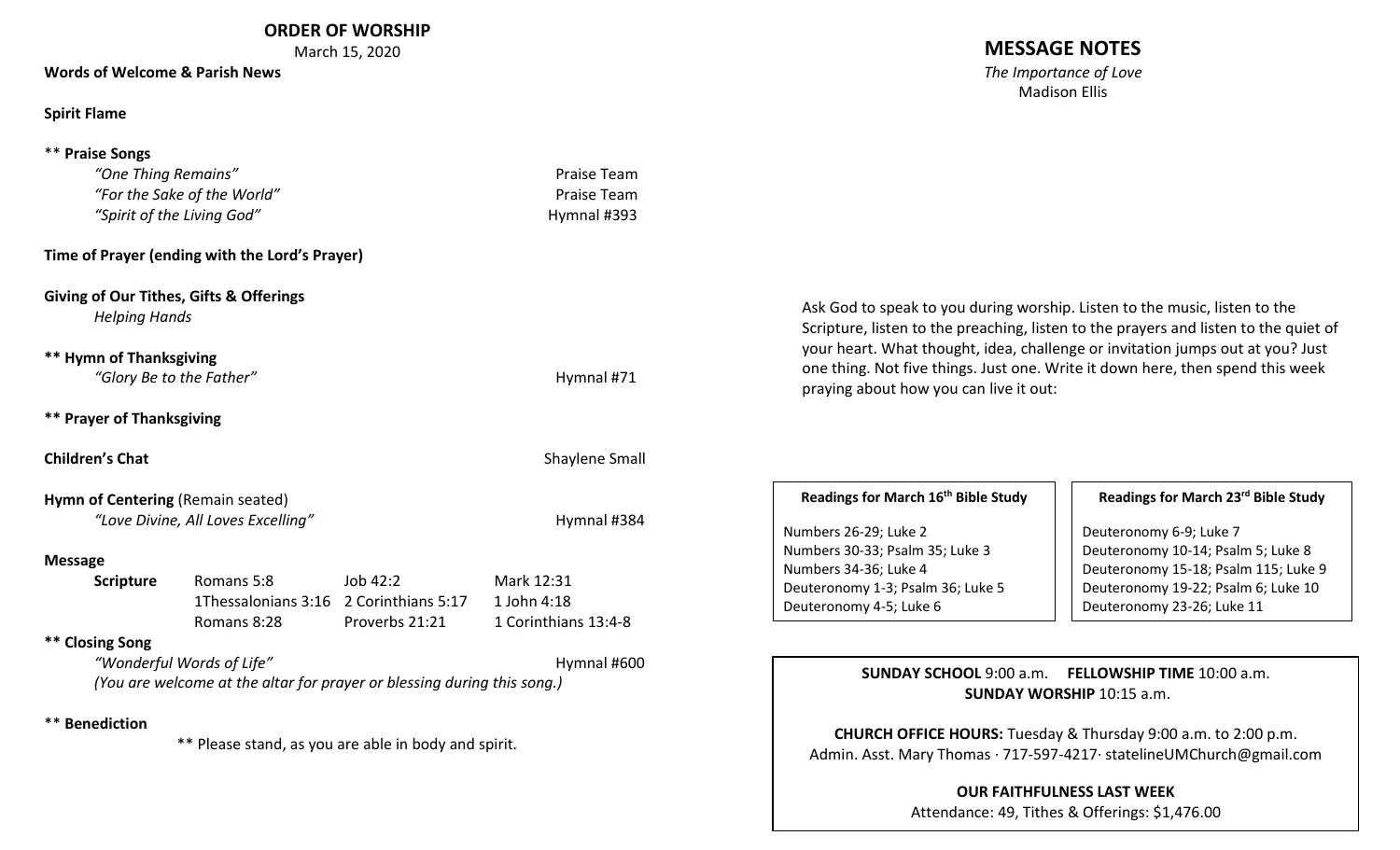## ORDER OF WORSHIP

March 15, 2020

**Words of Welcome & Parish News**

**Spirit Flame**

** **Praise Songs**

*"One Thing Remains"* — Praise Team
*"For the Sake of the World"* — Praise Team
*"Spirit of the Living God"* — Hymnal #393

**Time of Prayer (ending with the Lord's Prayer)**

**Giving of Our Tithes, Gifts & Offerings**

*Helping Hands*

** **Hymn of Thanksgiving**

*"Glory Be to the Father"* — Hymnal #71

** **Prayer of Thanksgiving**

**Children's Chat** — Shaylene Small

**Hymn of Centering** (Remain seated)

*"Love Divine, All Loves Excelling"* — Hymnal #384

**Message**

| | | | |
|---|---|---|---|
| **Scripture** | Romans 5:8 | Job 42:2 | Mark 12:31 |
| | 1Thessalonians 3:16 | 2 Corinthians 5:17 | 1 John 4:18 |
| | Romans 8:28 | Proverbs 21:21 | 1 Corinthians 13:4-8 |

** **Closing Song**

*"Wonderful Words of Life"* — Hymnal #600
*(You are welcome at the altar for prayer or blessing during this song.)*

** **Benediction**

** Please stand, as you are able in body and spirit.

## MESSAGE NOTES

*The Importance of Love*
Madison Ellis

Ask God to speak to you during worship. Listen to the music, listen to the Scripture, listen to the preaching, listen to the prayers and listen to the quiet of your heart. What thought, idea, challenge or invitation jumps out at you? Just one thing. Not five things. Just one. Write it down here, then spend this week praying about how you can live it out:

**Readings for March 16th Bible Study**

Numbers 26-29; Luke 2
Numbers 30-33; Psalm 35; Luke 3
Numbers 34-36; Luke 4
Deuteronomy 1-3; Psalm 36; Luke 5
Deuteronomy 4-5; Luke 6

**Readings for March 23rd Bible Study**

Deuteronomy 6-9; Luke 7
Deuteronomy 10-14; Psalm 5; Luke 8
Deuteronomy 15-18; Psalm 115; Luke 9
Deuteronomy 19-22; Psalm 6; Luke 10
Deuteronomy 23-26; Luke 11

**SUNDAY SCHOOL** 9:00 a.m. **FELLOWSHIP TIME** 10:00 a.m.
**SUNDAY WORSHIP** 10:15 a.m.

**CHURCH OFFICE HOURS:** Tuesday & Thursday 9:00 a.m. to 2:00 p.m.
Admin. Asst. Mary Thomas · 717-597-4217· statelineUMChurch@gmail.com

**OUR FAITHFULNESS LAST WEEK**
Attendance: 49, Tithes & Offerings: $1,476.00